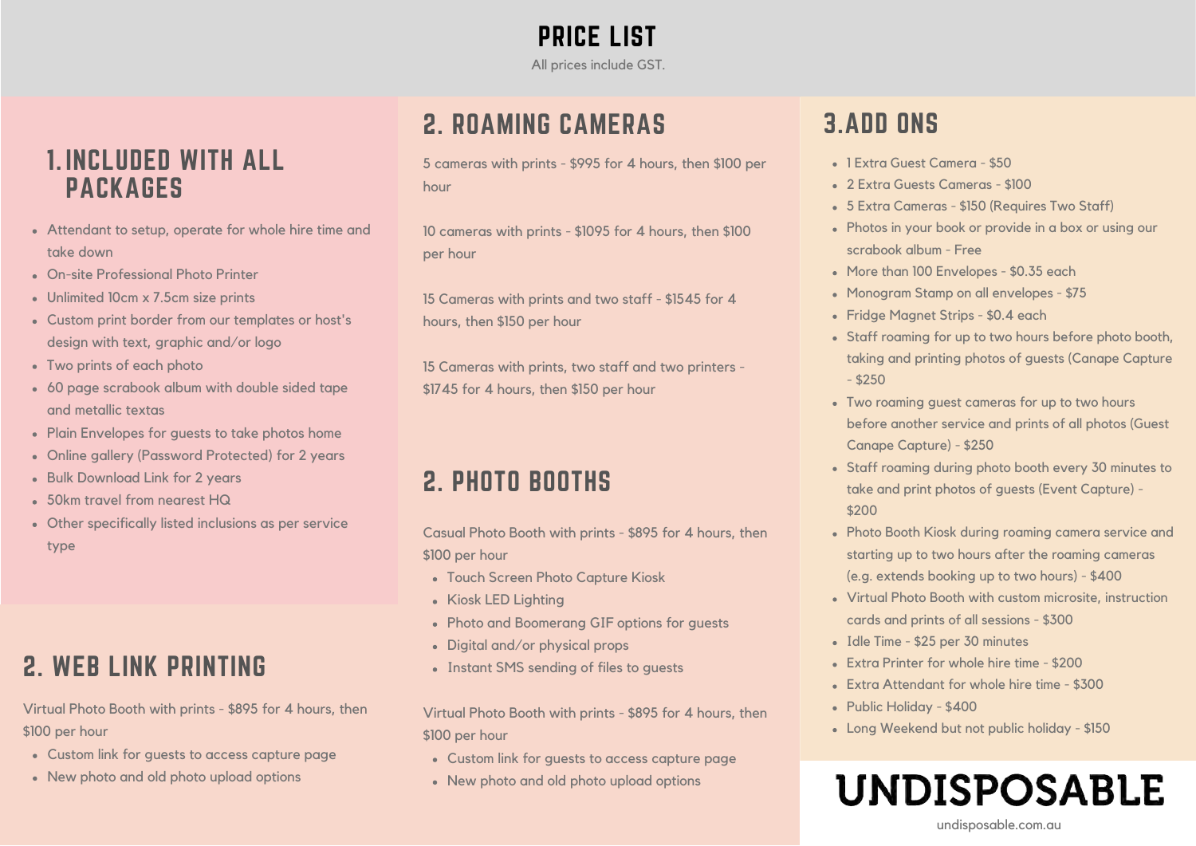# PRICE LIST

All prices include GST.

## 1. INCLUDED WITH ALL PACKAGES

- Attendant to setup, operate for whole hire time and take down
- On-site Professional Photo Printer
- Unlimited 10cm x 7.5cm size prints
- Custom print border from our templates or host's design with text, graphic and/or logo
- Two prints of each photo
- 60 page scrabook album with double sided tape and metallic textas
- Plain Envelopes for guests to take photos home
- Online gallery (Password Protected) for 2 years
- Bulk Download Link for 2 years
- 50km travel from nearest HQ
- Other specifically listed inclusions as per service type

## 2. WEB LINK PRINTING

Virtual Photo Booth with prints - $895 for 4 hours, then $100 per hour

- Custom link for guests to access capture page
- New photo and old photo upload options

## 2. ROAMING CAMERAS

5 cameras with prints - $995 for 4 hours, then $100 per hour

10 cameras with prints - $1095 for 4 hours, then $100 per hour

15 Cameras with prints and two staff - $1545 for 4 hours, then $150 per hour

15 Cameras with prints, two staff and two printers - $1745 for 4 hours, then $150 per hour

## 2. PHOTO BOOTHS

Casual Photo Booth with prints - $895 for 4 hours, then $100 per hour

- Touch Screen Photo Capture Kiosk
- Kiosk LED Lighting
- Photo and Boomerang GIF options for guests
- Digital and/or physical props
- Instant SMS sending of files to guests

Virtual Photo Booth with prints - $895 for 4 hours, then $100 per hour

- Custom link for guests to access capture page
- New photo and old photo upload options

## 3. ADD ONS

- 1 Extra Guest Camera - $50
- 2 Extra Guests Cameras - $100
- 5 Extra Cameras - $150 (Requires Two Staff)
- Photos in your book or provide in a box or using our scrabook album - Free
- More than 100 Envelopes - $0.35 each
- Monogram Stamp on all envelopes - $75
- Fridge Magnet Strips - $0.4 each
- Staff roaming for up to two hours before photo booth, taking and printing photos of guests (Canape Capture - $250
- Two roaming guest cameras for up to two hours before another service and prints of all photos (Guest Canape Capture) - $250
- Staff roaming during photo booth every 30 minutes to take and print photos of guests (Event Capture) - $200
- Photo Booth Kiosk during roaming camera service and starting up to two hours after the roaming cameras (e.g. extends booking up to two hours) - $400
- Virtual Photo Booth with custom microsite, instruction cards and prints of all sessions - $300
- Idle Time - $25 per 30 minutes
- Extra Printer for whole hire time - $200
- Extra Attendant for whole hire time - $300
- Public Holiday - $400
- Long Weekend but not public holiday - $150

**UNDISPOSABLE**

undisposable.com.au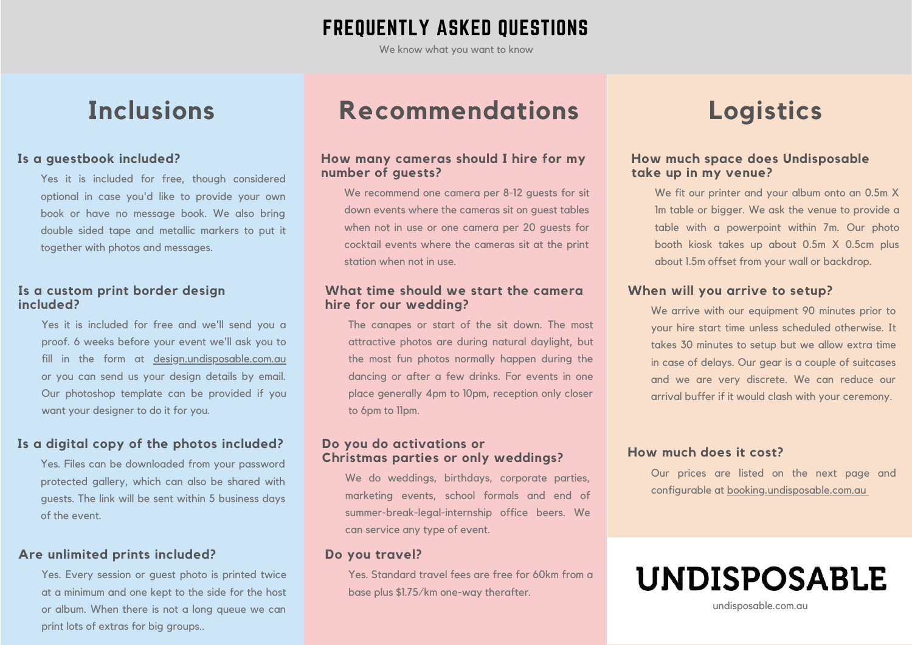# FREQUENTLY ASKED QUESTIONS

We know what you want to know

## Inclusions

### Is a guestbook included?

Yes it is included for free, though considered optional in case you'd like to provide your own book or have no message book. We also bring double sided tape and metallic markers to put it together with photos and messages.

### Is a custom print border design included?

Yes it is included for free and we'll send you a proof. 6 weeks before your event we'll ask you to fill in the form at design.undisposable.com.au or you can send us your design details by email. Our photoshop template can be provided if you want your designer to do it for you.

### Is a digital copy of the photos included?

Yes. Files can be downloaded from your password protected gallery, which can also be shared with guests. The link will be sent within 5 business days of the event.

### Are unlimited prints included?

Yes. Every session or guest photo is printed twice at a minimum and one kept to the side for the host or album. When there is not a long queue we can print lots of extras for big groups..

## Recommendations

### How many cameras should I hire for my number of guests?

We recommend one camera per 8-12 guests for sit down events where the cameras sit on guest tables when not in use or one camera per 20 guests for cocktail events where the cameras sit at the print station when not in use.

### What time should we start the camera hire for our wedding?

The canapes or start of the sit down. The most attractive photos are during natural daylight, but the most fun photos normally happen during the dancing or after a few drinks. For events in one place generally 4pm to 10pm, reception only closer to 6pm to 11pm.

### Do you do activations or Christmas parties or only weddings?

We do weddings, birthdays, corporate parties, marketing events, school formals and end of summer-break-legal-internship office beers. We can service any type of event.

### Do you travel?

Yes. Standard travel fees are free for 60km from a base plus $1.75/km one-way therafter.

## Logistics

### How much space does Undisposable take up in my venue?

We fit our printer and your album onto an 0.5m X 1m table or bigger. We ask the venue to provide a table with a powerpoint within 7m. Our photo booth kiosk takes up about 0.5m X 0.5cm plus about 1.5m offset from your wall or backdrop.

### When will you arrive to setup?

We arrive with our equipment 90 minutes prior to your hire start time unless scheduled otherwise. It takes 30 minutes to setup but we allow extra time in case of delays. Our gear is a couple of suitcases and we are very discrete. We can reduce our arrival buffer if it would clash with your ceremony.

### How much does it cost?

Our prices are listed on the next page and configurable at booking.undisposable.com.au

**UNDISPOSABLE**

undisposable.com.au